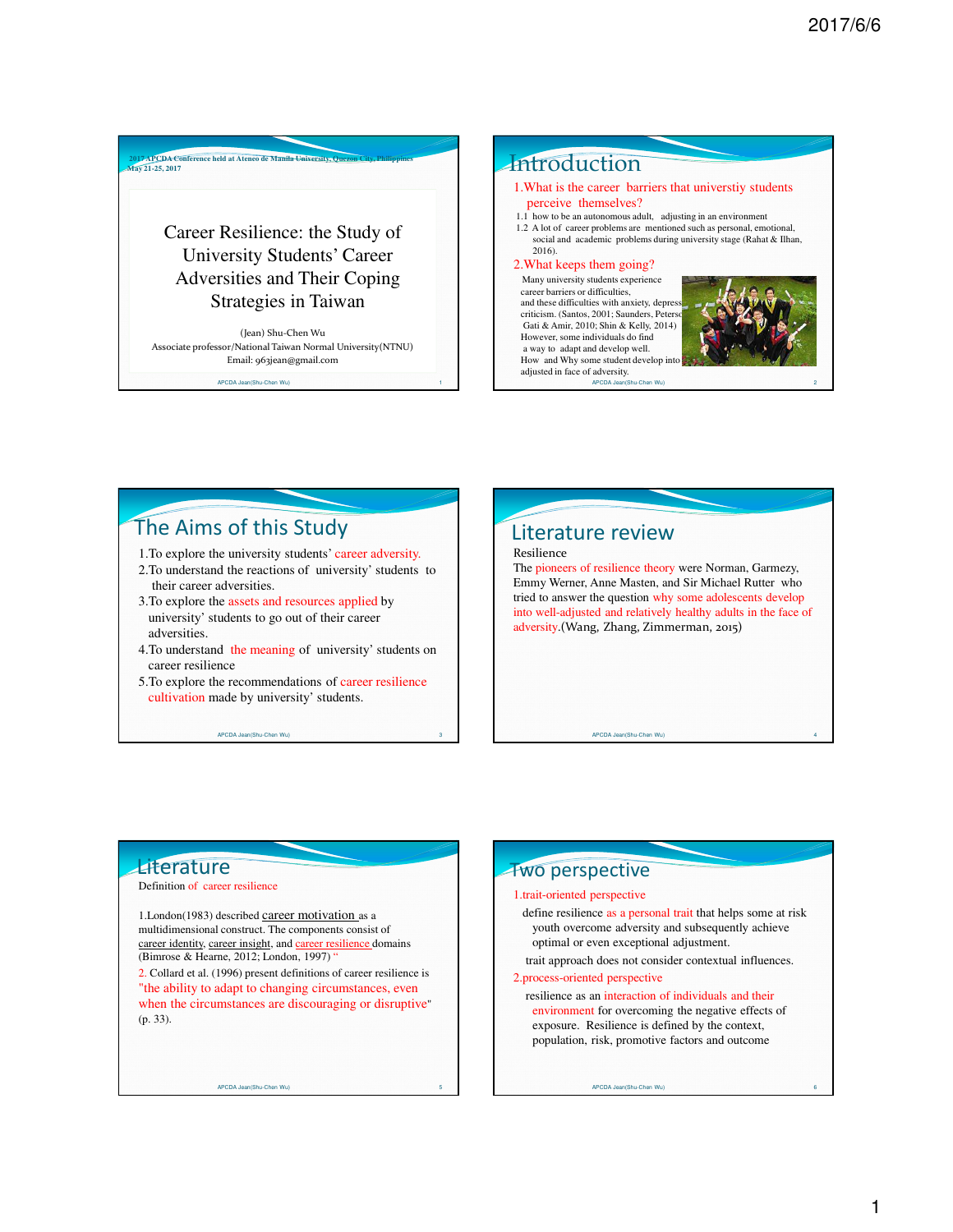2017 APCDA Conference held at Ateneo de Manila University, Quezon City, Philippines
May 21-25, 2017

# Career Resilience: the Study of University Students' Career Adversities and Their Coping Strategies in Taiwan

(Jean) Shu-Chen Wu
Associate professor/National Taiwan Normal University(NTNU)
Email: 963jean@gmail.com

## Introduction

1.What is the career barriers that universtiy students perceive themselves?

1.1 how to be an autonomous adult, adjusting in an environment

1.2 A lot of career problems are mentioned such as personal, emotional, social and academic problems during university stage (Rahat & Ilhan, 2016).

2.What keeps them going?

Many university students experience career barriers or difficulties, and these difficulties with anxiety, depress criticism. (Santos, 2001; Saunders, Peterso Gati & Amir, 2010; Shin & Kelly, 2014) However, some individuals do find a way to adapt and develop well. How and Why some student develop into adjusted in face of adversity.

## The Aims of this Study

1.To explore the university students' career adversity.

2.To understand the reactions of university' students to their career adversities.

3.To explore the assets and resources applied by university' students to go out of their career adversities.

4.To understand the meaning of university' students on career resilience

5.To explore the recommendations of career resilience cultivation made by university' students.

## Literature review

Resilience

The pioneers of resilience theory were Norman, Garmezy, Emmy Werner, Anne Masten, and Sir Michael Rutter who tried to answer the question why some adolescents develop into well-adjusted and relatively healthy adults in the face of adversity.(Wang, Zhang, Zimmerman, 2015)

## Literature

Definition of career resilience

1.London(1983) described career motivation as a multidimensional construct. The components consist of career identity, career insight, and career resilience domains (Bimrose & Hearne, 2012; London, 1997) "

2. Collard et al. (1996) present definitions of career resilience is "the ability to adapt to changing circumstances, even when the circumstances are discouraging or disruptive" (p. 33).

## Two perspective

1.trait-oriented perspective

define resilience as a personal trait that helps some at risk youth overcome adversity and subsequently achieve optimal or even exceptional adjustment.

trait approach does not consider contextual influences.

2.process-oriented perspective

resilience as an interaction of individuals and their environment for overcoming the negative effects of exposure. Resilience is defined by the context, population, risk, promotive factors and outcome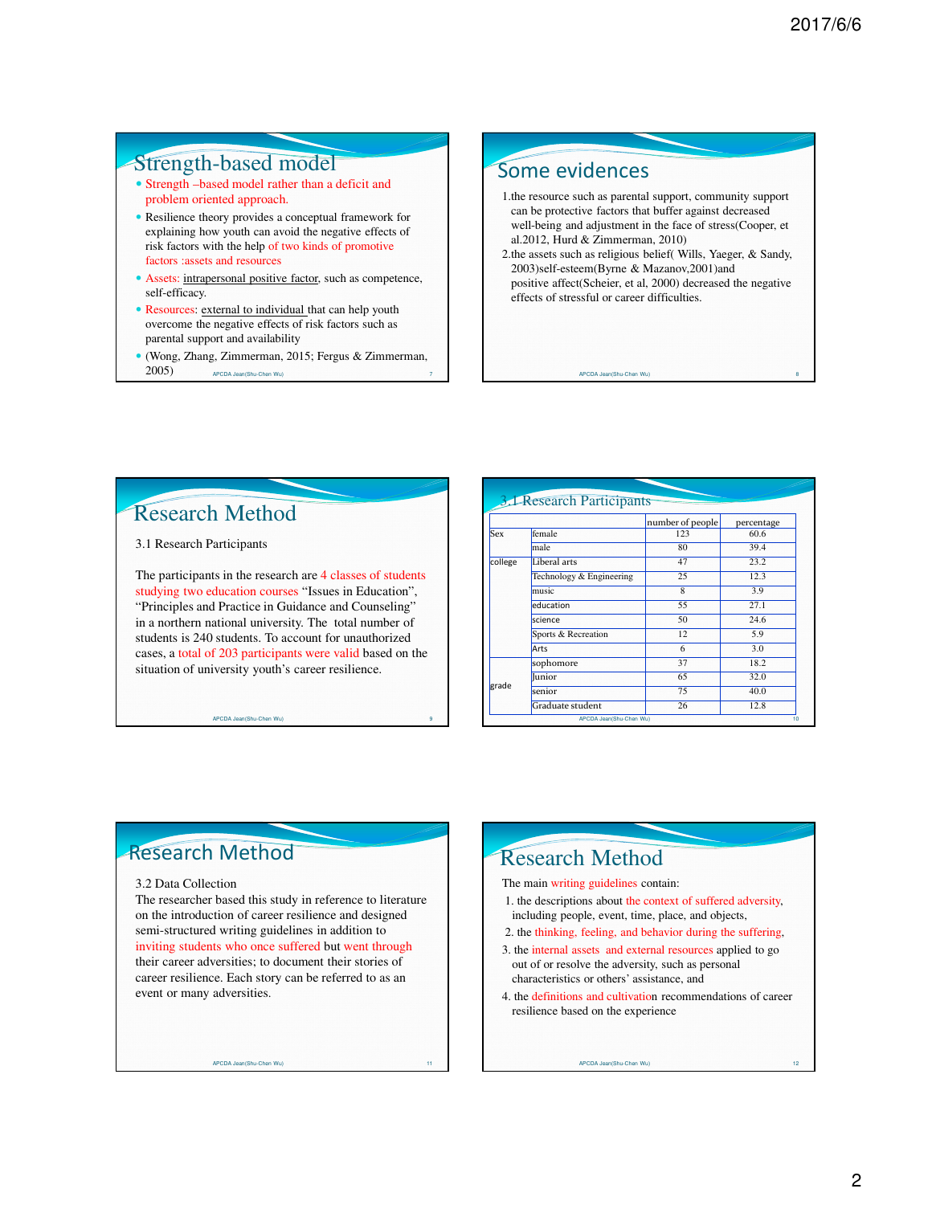## Strength-based model

- Strength –based model rather than a deficit and problem oriented approach.
- Resilience theory provides a conceptual framework for explaining how youth can avoid the negative effects of risk factors with the help of two kinds of promotive factors :assets and resources
- Assets: intrapersonal positive factor, such as competence, self-efficacy.
- Resources: external to individual that can help youth overcome the negative effects of risk factors such as parental support and availability
- (Wong, Zhang, Zimmerman, 2015; Fergus & Zimmerman, 2005)

## Some evidences

1. the resource such as parental support, community support can be protective factors that buffer against decreased well-being and adjustment in the face of stress(Cooper, et al.2012, Hurd & Zimmerman, 2010)
2. the assets such as religious belief( Wills, Yaeger, & Sandy, 2003)self-esteem(Byrne & Mazanov,2001)and positive affect(Scheier, et al, 2000) decreased the negative effects of stressful or career difficulties.

## Research Method

3.1 Research Participants

The participants in the research are 4 classes of students studying two education courses "Issues in Education", "Principles and Practice in Guidance and Counseling" in a northern national university. The total number of students is 240 students. To account for unauthorized cases, a total of 203 participants were valid based on the situation of university youth's career resilience.

## 3.1 Research Participants

| | | number of people | percentage |
|---|---|---|---|
| Sex | female | 123 | 60.6 |
| | male | 80 | 39.4 |
| college | Liberal arts | 47 | 23.2 |
| | Technology & Engineering | 25 | 12.3 |
| | music | 8 | 3.9 |
| | education | 55 | 27.1 |
| | science | 50 | 24.6 |
| | Sports & Recreation | 12 | 5.9 |
| | Arts | 6 | 3.0 |
| grade | sophomore | 37 | 18.2 |
| | Junior | 65 | 32.0 |
| | senior | 75 | 40.0 |
| | Graduate student | 26 | 12.8 |

## Research Method

3.2 Data Collection

The researcher based this study in reference to literature on the introduction of career resilience and designed semi-structured writing guidelines in addition to inviting students who once suffered but went through their career adversities; to document their stories of career resilience. Each story can be referred to as an event or many adversities.

## Research Method

The main writing guidelines contain:

1. the descriptions about the context of suffered adversity, including people, event, time, place, and objects,
2. the thinking, feeling, and behavior during the suffering,
3. the internal assets and external resources applied to go out of or resolve the adversity, such as personal characteristics or others' assistance, and
4. the definitions and cultivation recommendations of career resilience based on the experience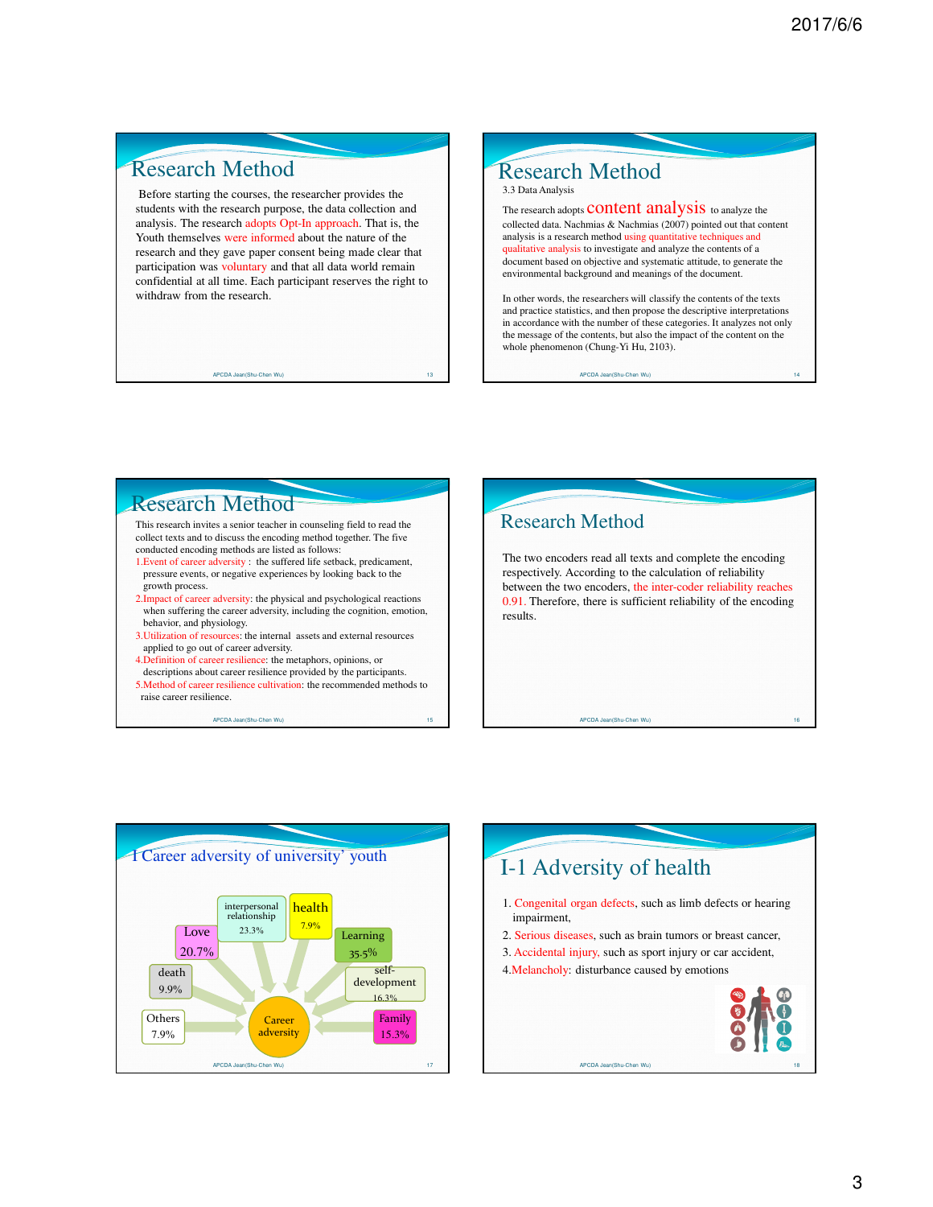## Research Method

Before starting the courses, the researcher provides the students with the research purpose, the data collection and analysis. The research adopts Opt-In approach. That is, the Youth themselves were informed about the nature of the research and they gave paper consent being made clear that participation was voluntary and that all data world remain confidential at all time. Each participant reserves the right to withdraw from the research.

## Research Method

3.3 Data Analysis

The research adopts content analysis to analyze the collected data. Nachmias & Nachmias (2007) pointed out that content analysis is a research method using quantitative techniques and qualitative analysis to investigate and analyze the contents of a document based on objective and systematic attitude, to generate the environmental background and meanings of the document.

In other words, the researchers will classify the contents of the texts and practice statistics, and then propose the descriptive interpretations in accordance with the number of these categories. It analyzes not only the message of the contents, but also the impact of the content on the whole phenomenon (Chung-Yi Hu, 2103).

## Research Method

This research invites a senior teacher in counseling field to read the collect texts and to discuss the encoding method together. The five conducted encoding methods are listed as follows:

1. Event of career adversity： the suffered life setback, predicament, pressure events, or negative experiences by looking back to the growth process.
2. Impact of career adversity: the physical and psychological reactions when suffering the career adversity, including the cognition, emotion, behavior, and physiology.
3. Utilization of resources: the internal assets and external resources applied to go out of career adversity.
4. Definition of career resilience: the metaphors, opinions, or descriptions about career resilience provided by the participants.
5. Method of career resilience cultivation: the recommended methods to raise career resilience.

## Research Method

The two encoders read all texts and complete the encoding respectively. According to the calculation of inter-coder reliability between the two encoders, the inter-coder reliability reaches 0.91. Therefore, there is sufficient reliability of the encoding results.

## I Career adversity of university' youth

Career adversity:

- interpersonal relationship 23.3%
- health 7.9%
- Learning 35.5%
- self-development 16.3%
- Family 15.3%
- Others 7.9%
- death 9.9%
- Love 20.7%

## I-1 Adversity of health

1. Congenital organ defects, such as limb defects or hearing impairment,
2. Serious diseases, such as brain tumors or breast cancer,
3. Accidental injury, such as sport injury or car accident,
4. Melancholy: disturbance caused by emotions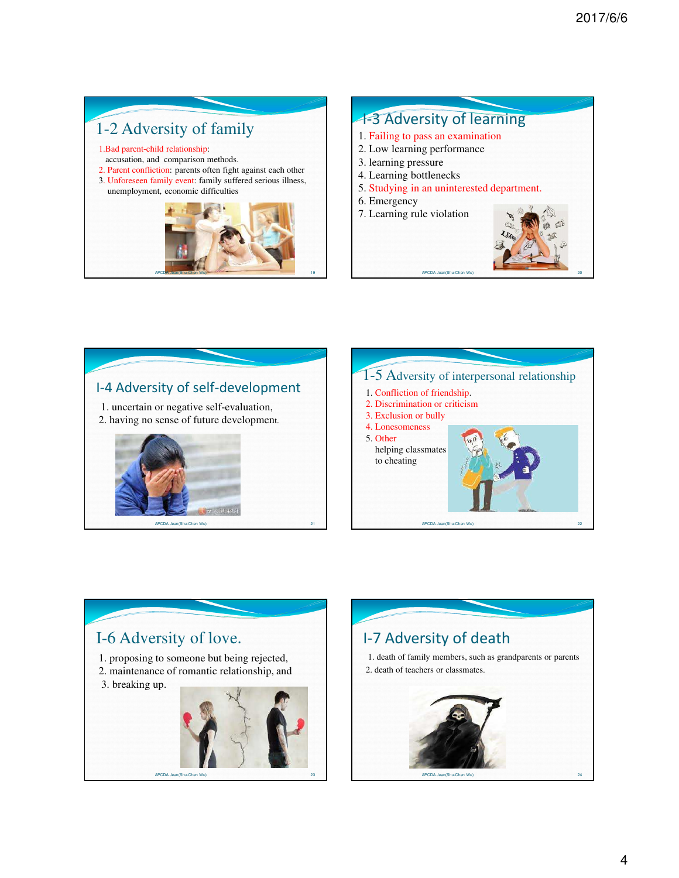## 1-2 Adversity of family

1. Bad parent-child relationship: accusation, and comparison methods.
2. Parent confliction: parents often fight against each other
3. Unforeseen family event: family suffered serious illness, unemployment, economic difficulties

## 1-3 Adversity of learning

1. Failing to pass an examination
2. Low learning performance
3. learning pressure
4. Learning bottlenecks
5. Studying in an uninterested department.
6. Emergency
7. Learning rule violation

## I-4 Adversity of self-development

1. uncertain or negative self-evaluation,
2. having no sense of future development.

## 1-5 Adversity of interpersonal relationship

1. Confliction of friendship.
2. Discrimination or criticism
3. Exclusion or bully
4. Lonesomeness
5. Other
   helping classmates to cheating

## I-6 Adversity of love.

1. proposing to someone but being rejected,
2. maintenance of romantic relationship, and
3. breaking up.

## I-7 Adversity of death

1. death of family members, such as grandparents or parents
2. death of teachers or classmates.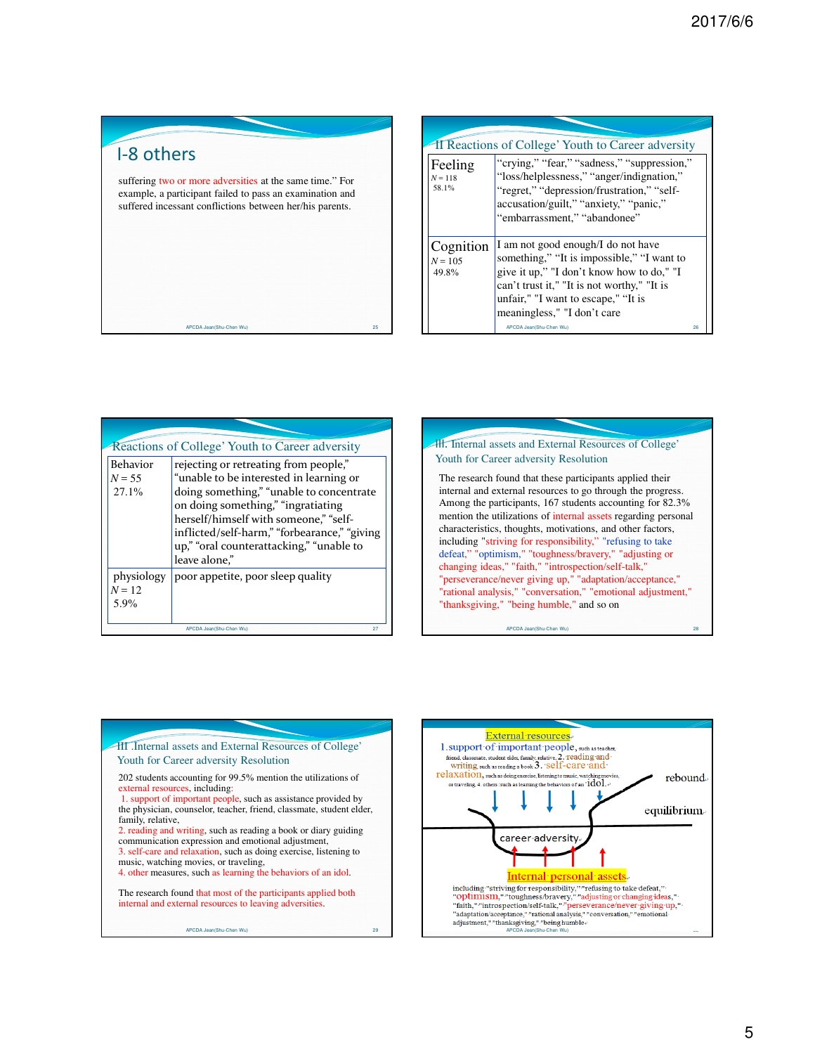## I-8 others

suffering two or more adversities at the same time." For example, a participant failed to pass an examination and suffered incessant conflictions between her/his parents.

## II Reactions of College' Youth to Career adversity

| | |
|---|---|
| Feeling<br>N = 118<br>58.1% | "crying," "fear," "sadness," "suppression," "loss/helplessness," "anger/indignation," "regret," "depression/frustration," "self-accusation/guilt," "anxiety," "panic," "embarrassment," "abandonee" |
| Cognition<br>N = 105<br>49.8% | I am not good enough/I do not have something," "It is impossible," "I want to give it up," "I don't know how to do," "I can't trust it," "It is not worthy," "It is unfair," "I want to escape," "It is meaningless," "I don't care |

## Reactions of College' Youth to Career adversity

| | |
|---|---|
| Behavior<br>N = 55<br>27.1% | rejecting or retreating from people," "unable to be interested in learning or doing something," "unable to concentrate on doing something," "ingratiating herself/himself with someone," "self-inflicted/self-harm," "forbearance," "giving up," "oral counterattacking," "unable to leave alone," |
| physiology<br>N = 12<br>5.9% | poor appetite, poor sleep quality |

## III. Internal assets and External Resources of College' Youth for Career adversity Resolution

The research found that these participants applied their internal and external resources to go through the progress. Among the participants, 167 students accounting for 82.3% mention the utilizations of internal assets regarding personal characteristics, thoughts, motivations, and other factors, including "striving for responsibility," "refusing to take defeat," "optimism," "toughness/bravery," "adjusting or changing ideas," "faith," "introspection/self-talk," "perseverance/never giving up," "adaptation/acceptance," "rational analysis," "conversation," "emotional adjustment," "thanksgiving," "being humble," and so on

## III .Internal assets and External Resources of College' Youth for Career adversity Resolution

202 students accounting for 99.5% mention the utilizations of external resources, including:

1. support of important people, such as assistance provided by the physician, counselor, teacher, friend, classmate, student elder, family, relative,
2. reading and writing, such as reading a book or diary guiding communication expression and emotional adjustment,
3. self-care and relaxation, such as doing exercise, listening to music, watching movies, or traveling,
4. other measures, such as learning the behaviors of an idol.

The research found that most of the participants applied both internal and external resources to leaving adversities.

External resources

1. support of important people, such as teacher, friend, classmate, student elder, family, relative, 2. reading and writing such as reading a book 3. self-care and relaxation, such as doing exercise, listening to music, watching movies, or traveling 4. others such as learning the behaviors of an idol.

rebound

equilibrium

career adversity

Internal personal assets

including "striving for responsibility," "refusing to take defeat," "optimism," "toughness/bravery," "adjusting or changing ideas," "faith," "introspection/self-talk," "perseverance/never giving up," "adaptation/acceptance," "rational analysis," "conversation," "emotional adjustment," "thanksgiving," "being humble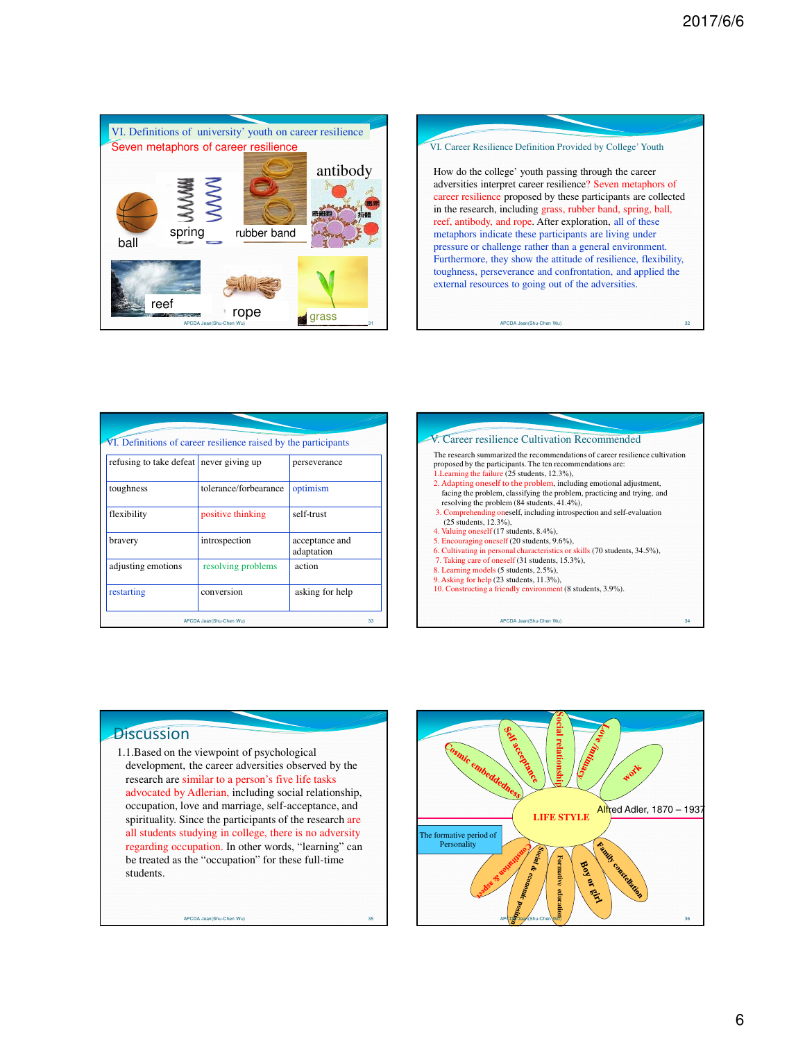## VI. Definitions of university' youth on career resilience

### Seven metaphors of career resilience

ball
spring
rubber band
antibody
reef
rope
grass

---

## VI. Career Resilience Definition Provided by College' Youth

How do the college' youth passing through the career adversities interpret career resilience? Seven metaphors of career resilience proposed by these participants are collected in the research, including grass, rubber band, spring, ball, reef, antibody, and rope. After exploration, all of these metaphors indicate these participants are living under pressure or challenge rather than a general environment. Furthermore, they show the attitude of resilience, flexibility, toughness, perseverance and confrontation, and applied the external resources to going out of the adversities.

---

## VI. Definitions of career resilience raised by the participants

| | | |
|---|---|---|
| refusing to take defeat | never giving up | perseverance |
| toughness | tolerance/forbearance | optimism |
| flexibility | positive thinking | self-trust |
| bravery | introspection | acceptance and adaptation |
| adjusting emotions | resolving problems | action |
| restarting | conversion | asking for help |

---

## V. Career resilience Cultivation Recommended

The research summarized the recommendations of career resilience cultivation proposed by the participants. The ten recommendations are:

1. Learning the failure (25 students, 12.3%),
2. Adapting oneself to the problem, including emotional adjustment, facing the problem, classifying the problem, practicing and trying, and resolving the problem (84 students, 41.4%),
3. Comprehending oneself, including introspection and self-evaluation (25 students, 12.3%),
4. Valuing oneself (17 students, 8.4%),
5. Encouraging oneself (20 students, 9.6%),
6. Cultivating in personal characteristics or skills (70 students, 34.5%),
7. Taking care of oneself (31 students, 15.3%),
8. Learning models (5 students, 2.5%),
9. Asking for help (23 students, 11.3%),
10. Constructing a friendly environment (8 students, 3.9%).

---

## Discussion

1.1.Based on the viewpoint of psychological development, the career adversities observed by the research are similar to a person's five life tasks advocated by Adlerian, including social relationship, occupation, love and marriage, self-acceptance, and spirituality. Since the participants of the research are all students studying in college, there is no adversity regarding occupation. In other words, "learning" can be treated as the "occupation" for these full-time students.

---

LIFE STYLE

Cosmic embeddedness, Self acceptance, Social relationship, Love/intimacy, work

Alfred Adler, 1870 – 1937

The formative period of Personality

Constitution & aspect, Social & economic position, Formative education, Boy or girl, Family constellation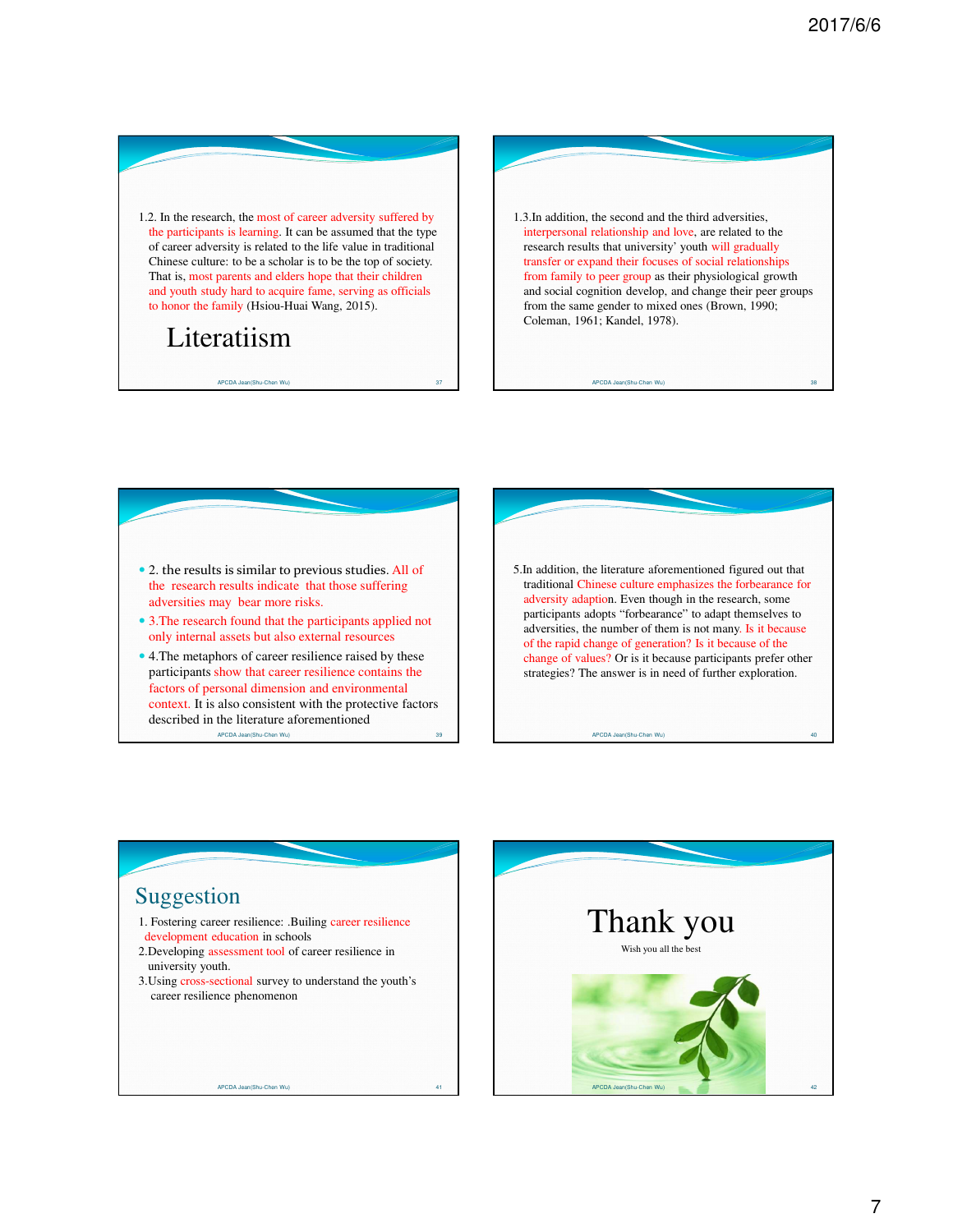1.2. In the research, the most of career adversity suffered by the participants is learning. It can be assumed that the type of career adversity is related to the life value in traditional Chinese culture: to be a scholar is to be the top of society. That is, most parents and elders hope that their children and youth study hard to acquire fame, serving as officials to honor the family (Hsiou-Huai Wang, 2015).

Literatiism

1.3.In addition, the second and the third adversities, interpersonal relationship and love, are related to the research results that university' youth will gradually transfer or expand their focuses of social relationships from family to peer group as their physiological growth and social cognition develop, and change their peer groups from the same gender to mixed ones (Brown, 1990; Coleman, 1961; Kandel, 1978).

- 2. the results is similar to previous studies. All of the research results indicate that those suffering adversities may bear more risks.
- 3.The research found that the participants applied not only internal assets but also external resources
- 4.The metaphors of career resilience raised by these participants show that career resilience contains the factors of personal dimension and environmental context. It is also consistent with the protective factors described in the literature aforementioned

5.In addition, the literature aforementioned figured out that traditional Chinese culture emphasizes the forbearance for adversity adaption. Even though in the research, some participants adopts "forbearance" to adapt themselves to adversities, the number of them is not many. Is it because of the rapid change of generation? Is it because of the change of values? Or is it because participants prefer other strategies? The answer is in need of further exploration.

## Suggestion

1. Fostering career resilience: .Builing career resilience development education in schools
2. Developing assessment tool of career resilience in university youth.
3. Using cross-sectional survey to understand the youth's career resilience phenomenon

# Thank you

Wish you all the best